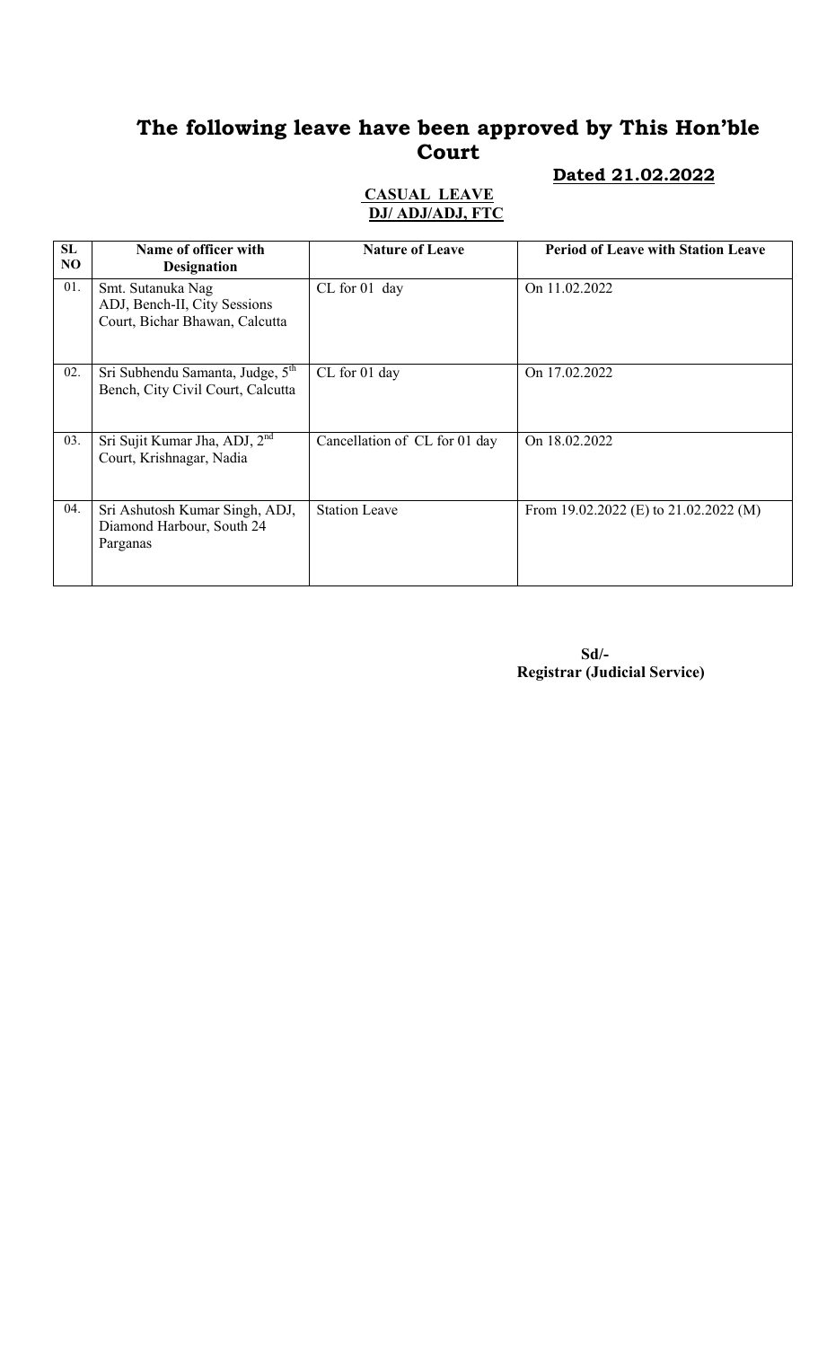# The following leave have been approved by This Hon'ble Court

**Dated 21.02.2022**

**CASUAL LEAVE**
**DJ/ ADJ/ADJ, FTC**

| SL NO | Name of officer with Designation | Nature of Leave | Period of Leave with Station Leave |
|---|---|---|---|
| 01. | Smt. Sutanuka Nag ADJ, Bench-II, City Sessions Court, Bichar Bhawan, Calcutta | CL for 01 day | On 11.02.2022 |
| 02. | Sri Subhendu Samanta, Judge, 5th Bench, City Civil Court, Calcutta | CL for 01 day | On 17.02.2022 |
| 03. | Sri Sujit Kumar Jha, ADJ, 2nd Court, Krishnagar, Nadia | Cancellation of CL for 01 day | On 18.02.2022 |
| 04. | Sri Ashutosh Kumar Singh, ADJ, Diamond Harbour, South 24 Parganas | Station Leave | From 19.02.2022 (E) to 21.02.2022 (M) |

**Sd/-**
**Registrar (Judicial Service)**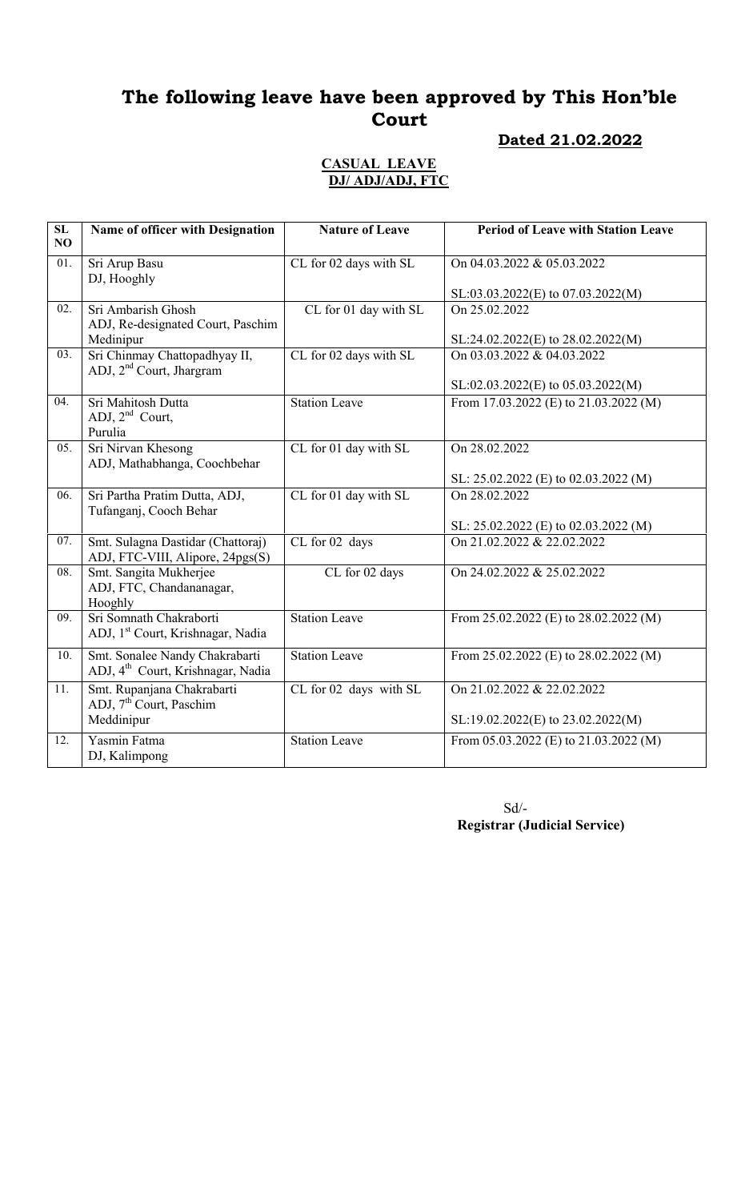# The following leave have been approved by This Hon'ble Court

**Dated 21.02.2022**

**CASUAL LEAVE**
**DJ/ ADJ/ADJ, FTC**

| SL NO | Name of officer with Designation | Nature of Leave | Period of Leave with Station Leave |
|---|---|---|---|
| 01. | Sri Arup Basu<br>DJ, Hooghly | CL for 02 days with SL | On 04.03.2022 & 05.03.2022<br><br>SL:03.03.2022(E) to 07.03.2022(M) |
| 02. | Sri Ambarish Ghosh<br>ADJ, Re-designated Court, Paschim Medinipur | CL for 01 day with SL | On 25.02.2022<br><br>SL:24.02.2022(E) to 28.02.2022(M) |
| 03. | Sri Chinmay Chattopadhyay II,<br>ADJ, 2nd Court, Jhargram | CL for 02 days with SL | On 03.03.2022 & 04.03.2022<br><br>SL:02.03.2022(E) to 05.03.2022(M) |
| 04. | Sri Mahitosh Dutta<br>ADJ, 2nd Court,<br>Purulia | Station Leave | From 17.03.2022 (E) to 21.03.2022 (M) |
| 05. | Sri Nirvan Khesong<br>ADJ, Mathabhanga, Coochbehar | CL for 01 day with SL | On 28.02.2022<br><br>SL: 25.02.2022 (E) to 02.03.2022 (M) |
| 06. | Sri Partha Pratim Dutta, ADJ,<br>Tufanganj, Cooch Behar | CL for 01 day with SL | On 28.02.2022<br><br>SL: 25.02.2022 (E) to 02.03.2022 (M) |
| 07. | Smt. Sulagna Dastidar (Chattoraj)<br>ADJ, FTC-VIII, Alipore, 24pgs(S) | CL for 02 days | On 21.02.2022 & 22.02.2022 |
| 08. | Smt. Sangita Mukherjee<br>ADJ, FTC, Chandananagar,<br>Hooghly | CL for 02 days | On 24.02.2022 & 25.02.2022 |
| 09. | Sri Somnath Chakraborti<br>ADJ, 1st Court, Krishnagar, Nadia | Station Leave | From 25.02.2022 (E) to 28.02.2022 (M) |
| 10. | Smt. Sonalee Nandy Chakrabarti<br>ADJ, 4th Court, Krishnagar, Nadia | Station Leave | From 25.02.2022 (E) to 28.02.2022 (M) |
| 11. | Smt. Rupanjana Chakrabarti<br>ADJ, 7th Court, Paschim<br>Meddinipur | CL for 02 days with SL | On 21.02.2022 & 22.02.2022<br><br>SL:19.02.2022(E) to 23.02.2022(M) |
| 12. | Yasmin Fatma<br>DJ, Kalimpong | Station Leave | From 05.03.2022 (E) to 21.03.2022 (M) |

Sd/-
**Registrar (Judicial Service)**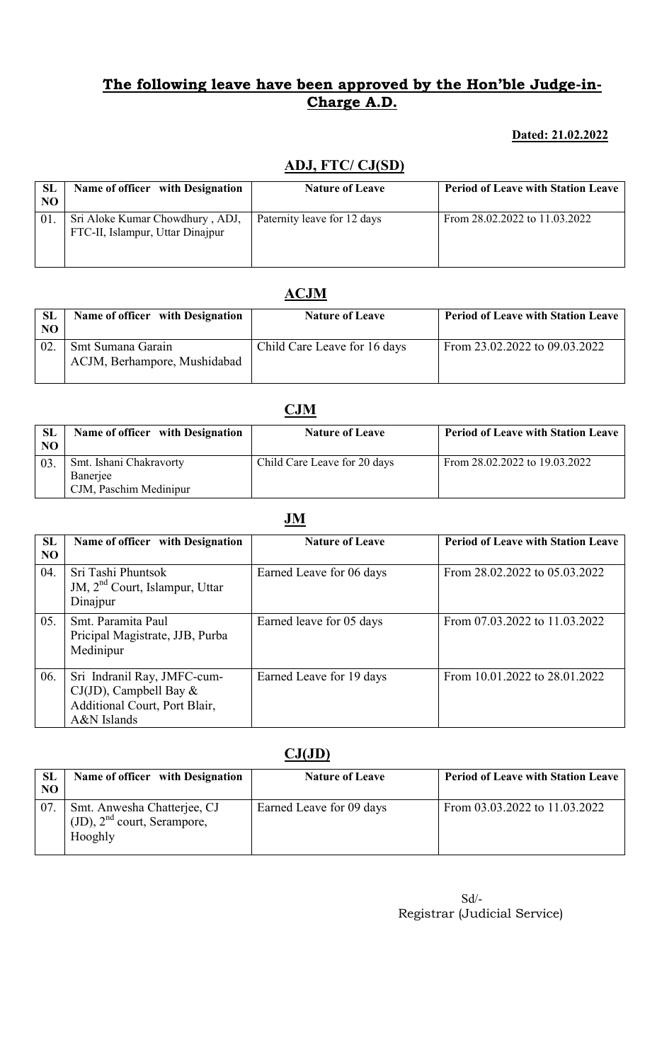## The following leave have been approved by the Hon'ble Judge-in-Charge A.D.

**Dated: 21.02.2022**

### ADJ, FTC/ CJ(SD)

| SL NO | Name of officer with Designation | Nature of Leave | Period of Leave with Station Leave |
|---|---|---|---|
| 01. | Sri Aloke Kumar Chowdhury , ADJ, FTC-II, Islampur, Uttar Dinajpur | Paternity leave for 12 days | From 28.02.2022 to 11.03.2022 |

### ACJM

| SL NO | Name of officer with Designation | Nature of Leave | Period of Leave with Station Leave |
|---|---|---|---|
| 02. | Smt Sumana Garain ACJM, Berhampore, Mushidabad | Child Care Leave for 16 days | From 23.02.2022 to 09.03.2022 |

### CJM

| SL NO | Name of officer with Designation | Nature of Leave | Period of Leave with Station Leave |
|---|---|---|---|
| 03. | Smt. Ishani Chakravorty Banerjee CJM, Paschim Medinipur | Child Care Leave for 20 days | From 28.02.2022 to 19.03.2022 |

### JM

| SL NO | Name of officer with Designation | Nature of Leave | Period of Leave with Station Leave |
|---|---|---|---|
| 04. | Sri Tashi Phuntsok JM, 2nd Court, Islampur, Uttar Dinajpur | Earned Leave for 06 days | From 28.02.2022 to 05.03.2022 |
| 05. | Smt. Paramita Paul Pricipal Magistrate, JJB, Purba Medinipur | Earned leave for 05 days | From 07.03.2022 to 11.03.2022 |
| 06. | Sri Indranil Ray, JMFC-cum-CJ(JD), Campbell Bay & Additional Court, Port Blair, A&N Islands | Earned Leave for 19 days | From 10.01.2022 to 28.01.2022 |

### CJ(JD)

| SL NO | Name of officer with Designation | Nature of Leave | Period of Leave with Station Leave |
|---|---|---|---|
| 07. | Smt. Anwesha Chatterjee, CJ (JD), 2nd court, Serampore, Hooghly | Earned Leave for 09 days | From 03.03.2022 to 11.03.2022 |

Sd/-
Registrar (Judicial Service)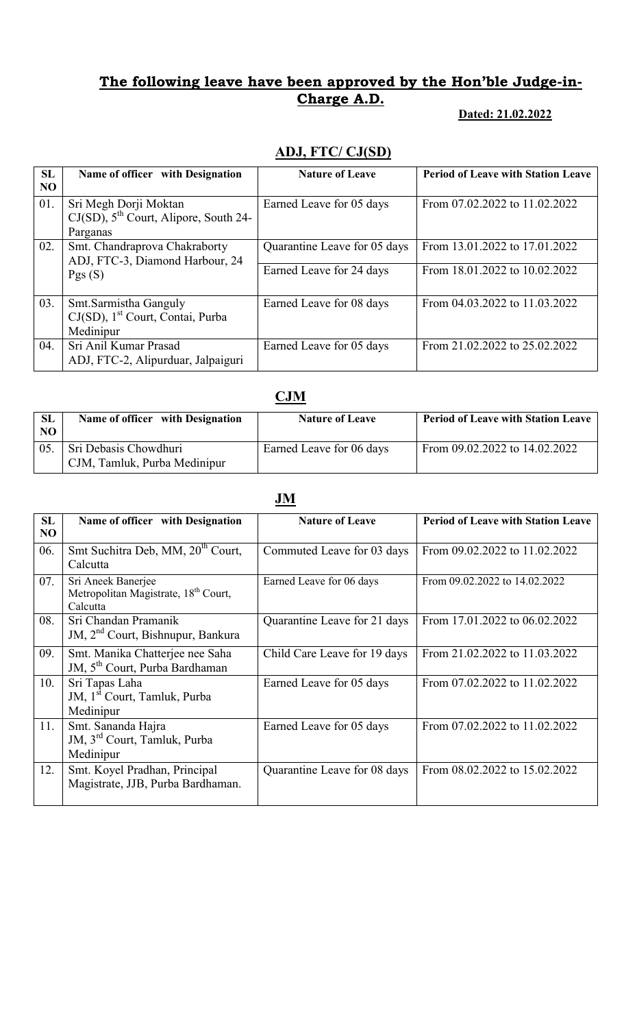## **The following leave have been approved by the Hon'ble Judge-in-Charge A.D.**

**Dated: 21.02.2022**

### **ADJ, FTC/ CJ(SD)**

| SL NO | Name of officer with Designation | Nature of Leave | Period of Leave with Station Leave |
|---|---|---|---|
| 01. | Sri Megh Dorji Moktan CJ(SD), 5th Court, Alipore, South 24-Parganas | Earned Leave for 05 days | From 07.02.2022 to 11.02.2022 |
| 02. | Smt. Chandraprova Chakraborty ADJ, FTC-3, Diamond Harbour, 24 Pgs (S) | Quarantine Leave for 05 days | From 13.01.2022 to 17.01.2022 |
| | | Earned Leave for 24 days | From 18.01.2022 to 10.02.2022 |
| 03. | Smt.Sarmistha Ganguly CJ(SD), 1st Court, Contai, Purba Medinipur | Earned Leave for 08 days | From 04.03.2022 to 11.03.2022 |
| 04. | Sri Anil Kumar Prasad ADJ, FTC-2, Alipurduar, Jalpaiguri | Earned Leave for 05 days | From 21.02.2022 to 25.02.2022 |

### **CJM**

| SL NO | Name of officer with Designation | Nature of Leave | Period of Leave with Station Leave |
|---|---|---|---|
| 05. | Sri Debasis Chowdhuri CJM, Tamluk, Purba Medinipur | Earned Leave for 06 days | From 09.02.2022 to 14.02.2022 |

### **JM**

| SL NO | Name of officer with Designation | Nature of Leave | Period of Leave with Station Leave |
|---|---|---|---|
| 06. | Smt Suchitra Deb, MM, 20th Court, Calcutta | Commuted Leave for 03 days | From 09.02.2022 to 11.02.2022 |
| 07. | Sri Aneek Banerjee Metropolitan Magistrate, 18th Court, Calcutta | Earned Leave for 06 days | From 09.02.2022 to 14.02.2022 |
| 08. | Sri Chandan Pramanik JM, 2nd Court, Bishnupur, Bankura | Quarantine Leave for 21 days | From 17.01.2022 to 06.02.2022 |
| 09. | Smt. Manika Chatterjee nee Saha JM, 5th Court, Purba Bardhaman | Child Care Leave for 19 days | From 21.02.2022 to 11.03.2022 |
| 10. | Sri Tapas Laha JM, 1st Court, Tamluk, Purba Medinipur | Earned Leave for 05 days | From 07.02.2022 to 11.02.2022 |
| 11. | Smt. Sananda Hajra JM, 3rd Court, Tamluk, Purba Medinipur | Earned Leave for 05 days | From 07.02.2022 to 11.02.2022 |
| 12. | Smt. Koyel Pradhan, Principal Magistrate, JJB, Purba Bardhaman. | Quarantine Leave for 08 days | From 08.02.2022 to 15.02.2022 |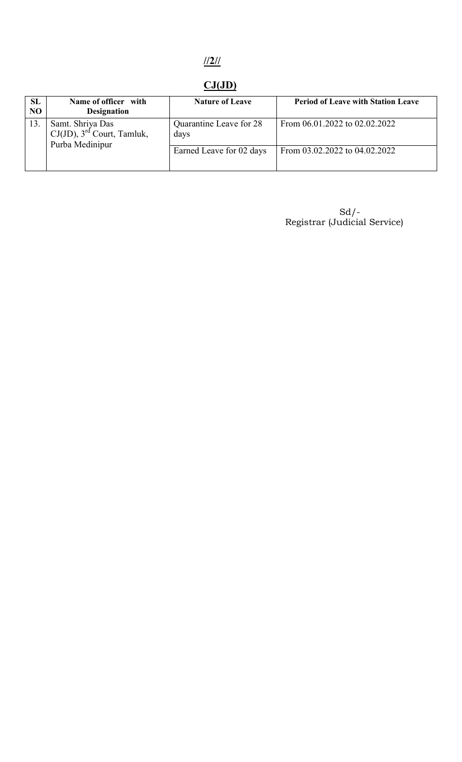**//2//**

## CJ(JD)

| SL NO | Name of officer with Designation | Nature of Leave | Period of Leave with Station Leave |
|---|---|---|---|
| 13. | Samt. Shriya Das CJ(JD), 3rd Court, Tamluk, Purba Medinipur | Quarantine Leave for 28 days | From 06.01.2022 to 02.02.2022 |
| | | Earned Leave for 02 days | From 03.02.2022 to 04.02.2022 |

Sd/-
Registrar (Judicial Service)